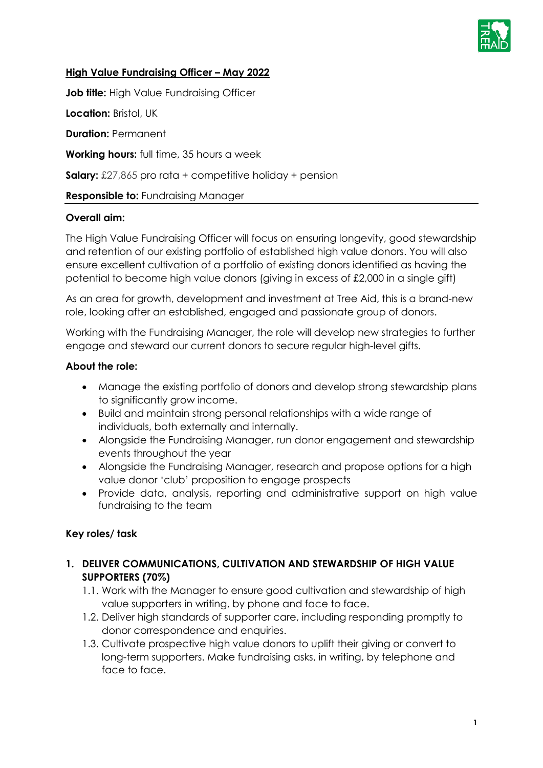**<u>High Value Fundraising Officer – May 2022</u>**

**Job title:** High Value Fundraising Officer

**Location:** Bristol, UK

**Duration:** Permanent

**Working hours:** full time, 35 hours a week

**Salary:** £27,865 pro rata + competitive holiday + pension

**Responsible to:** Fundraising Manager

---

**Overall aim:**

The High Value Fundraising Officer will focus on ensuring longevity, good stewardship and retention of our existing portfolio of established high value donors. You will also ensure excellent cultivation of a portfolio of existing donors identified as having the potential to become high value donors (giving in excess of £2,000 in a single gift)

As an area for growth, development and investment at Tree Aid, this is a brand-new role, looking after an established, engaged and passionate group of donors.

Working with the Fundraising Manager, the role will develop new strategies to further engage and steward our current donors to secure regular high-level gifts.

**About the role:**

- Manage the existing portfolio of donors and develop strong stewardship plans to significantly grow income.
- Build and maintain strong personal relationships with a wide range of individuals, both externally and internally.
- Alongside the Fundraising Manager, run donor engagement and stewardship events throughout the year
- Alongside the Fundraising Manager, research and propose options for a high value donor 'club' proposition to engage prospects
- Provide data, analysis, reporting and administrative support on high value fundraising to the team

**Key roles/ task**

1. **DELIVER COMMUNICATIONS, CULTIVATION AND STEWARDSHIP OF HIGH VALUE SUPPORTERS (70%)**
   1.1. Work with the Manager to ensure good cultivation and stewardship of high value supporters in writing, by phone and face to face.
   1.2. Deliver high standards of supporter care, including responding promptly to donor correspondence and enquiries.
   1.3. Cultivate prospective high value donors to uplift their giving or convert to long-term supporters. Make fundraising asks, in writing, by telephone and face to face.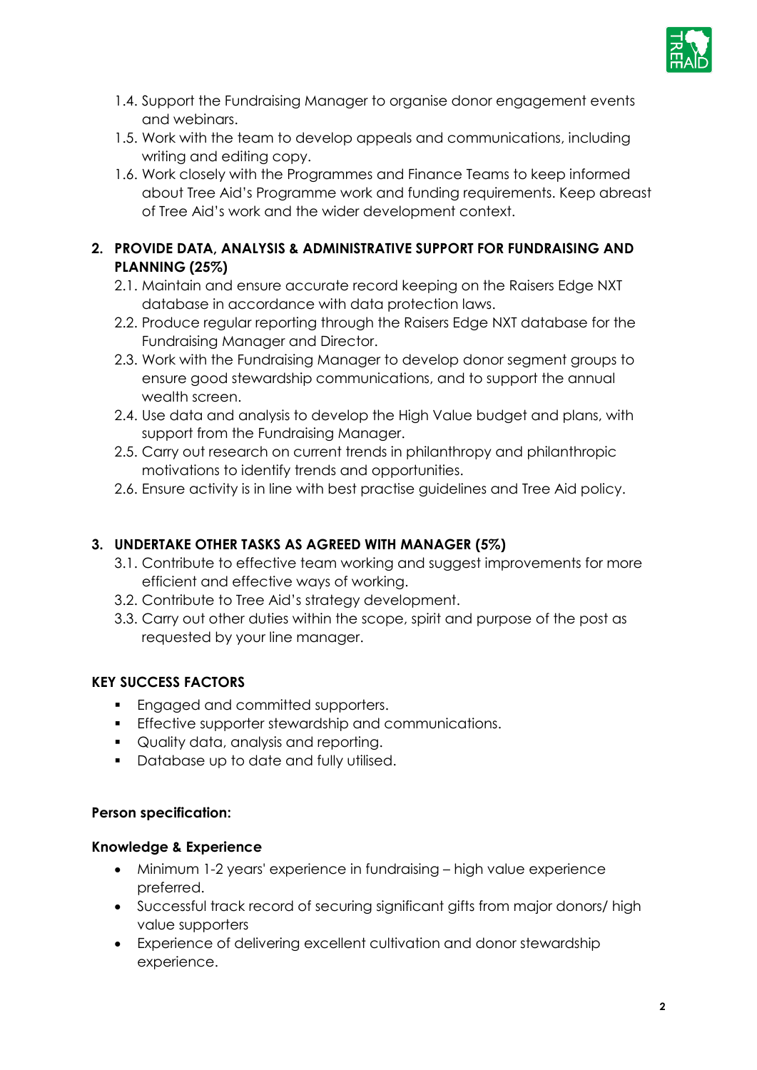1.4. Support the Fundraising Manager to organise donor engagement events and webinars.
1.5. Work with the team to develop appeals and communications, including writing and editing copy.
1.6. Work closely with the Programmes and Finance Teams to keep informed about Tree Aid's Programme work and funding requirements. Keep abreast of Tree Aid's work and the wider development context.

**2. PROVIDE DATA, ANALYSIS & ADMINISTRATIVE SUPPORT FOR FUNDRAISING AND PLANNING (25%)**

2.1. Maintain and ensure accurate record keeping on the Raisers Edge NXT database in accordance with data protection laws.
2.2. Produce regular reporting through the Raisers Edge NXT database for the Fundraising Manager and Director.
2.3. Work with the Fundraising Manager to develop donor segment groups to ensure good stewardship communications, and to support the annual wealth screen.
2.4. Use data and analysis to develop the High Value budget and plans, with support from the Fundraising Manager.
2.5. Carry out research on current trends in philanthropy and philanthropic motivations to identify trends and opportunities.
2.6. Ensure activity is in line with best practise guidelines and Tree Aid policy.

**3. UNDERTAKE OTHER TASKS AS AGREED WITH MANAGER (5%)**

3.1. Contribute to effective team working and suggest improvements for more efficient and effective ways of working.
3.2. Contribute to Tree Aid's strategy development.
3.3. Carry out other duties within the scope, spirit and purpose of the post as requested by your line manager.

**KEY SUCCESS FACTORS**

- Engaged and committed supporters.
- Effective supporter stewardship and communications.
- Quality data, analysis and reporting.
- Database up to date and fully utilised.

**Person specification:**

**Knowledge & Experience**

- Minimum 1-2 years' experience in fundraising – high value experience preferred.
- Successful track record of securing significant gifts from major donors/ high value supporters
- Experience of delivering excellent cultivation and donor stewardship experience.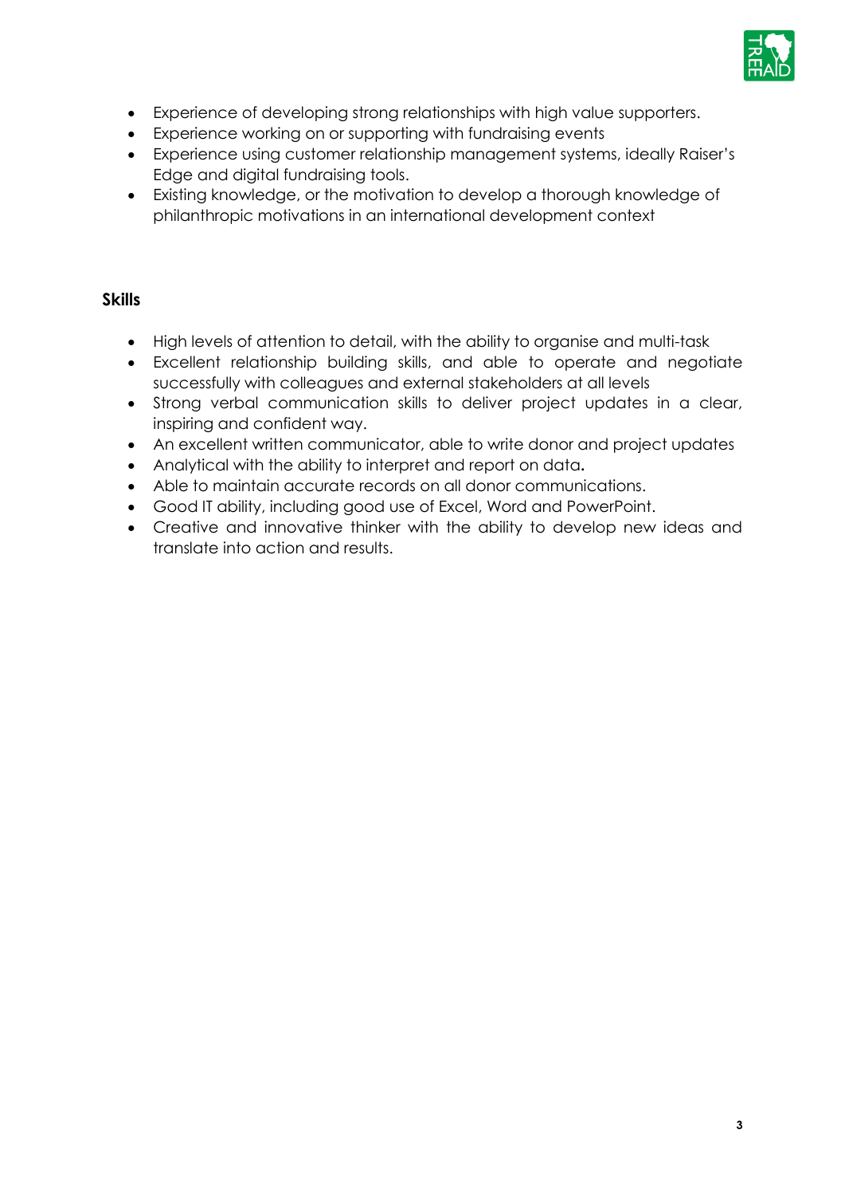- Experience of developing strong relationships with high value supporters.
- Experience working on or supporting with fundraising events
- Experience using customer relationship management systems, ideally Raiser's Edge and digital fundraising tools.
- Existing knowledge, or the motivation to develop a thorough knowledge of philanthropic motivations in an international development context

## Skills

- High levels of attention to detail, with the ability to organise and multi-task
- Excellent relationship building skills, and able to operate and negotiate successfully with colleagues and external stakeholders at all levels
- Strong verbal communication skills to deliver project updates in a clear, inspiring and confident way.
- An excellent written communicator, able to write donor and project updates
- Analytical with the ability to interpret and report on data**.**
- Able to maintain accurate records on all donor communications.
- Good IT ability, including good use of Excel, Word and PowerPoint.
- Creative and innovative thinker with the ability to develop new ideas and translate into action and results.